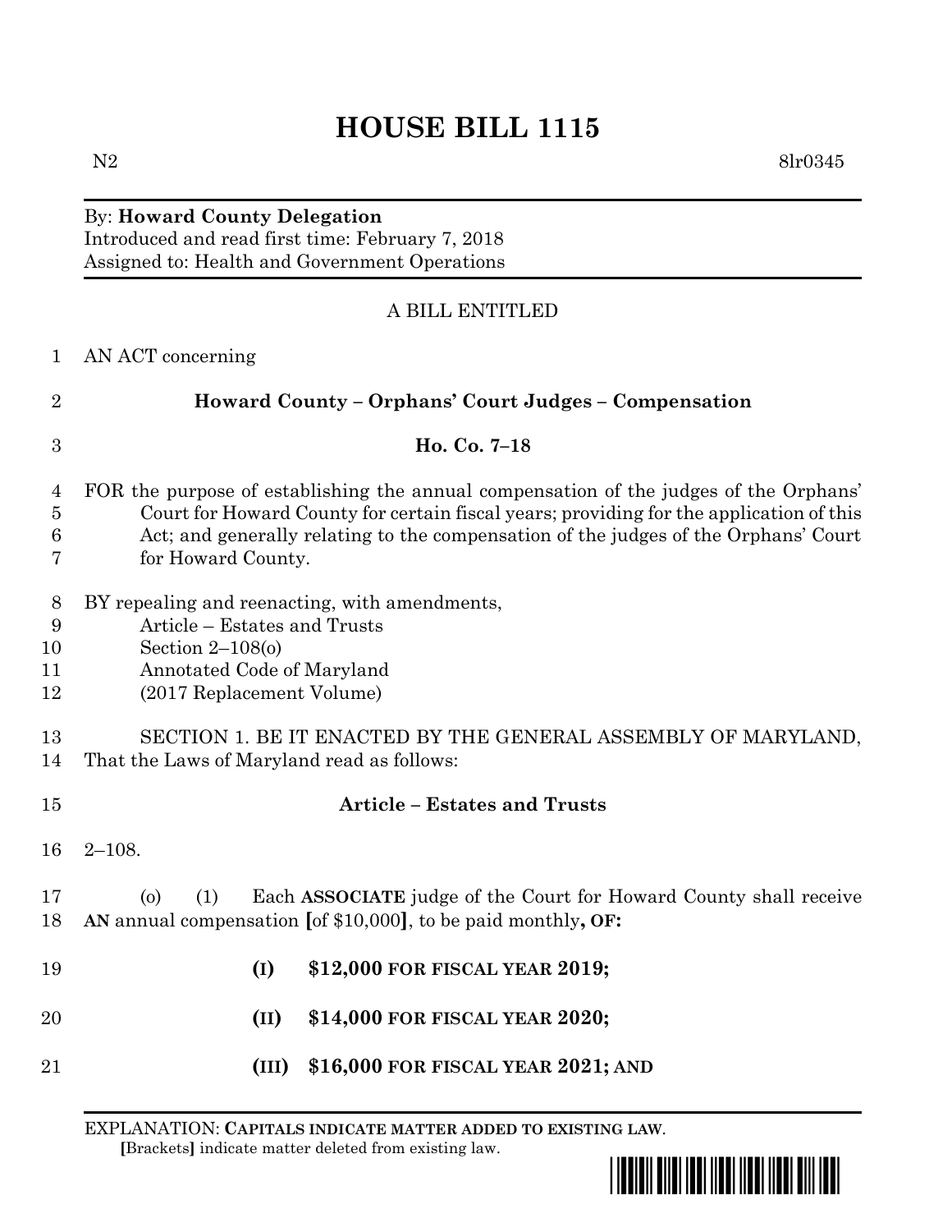# HOUSE BILL 1115

N2 8lr0345

By: **Howard County Delegation**
Introduced and read first time: February 7, 2018
Assigned to: Health and Government Operations

A BILL ENTITLED

AN ACT concerning

**Howard County – Orphans' Court Judges – Compensation**

**Ho. Co. 7–18**

FOR the purpose of establishing the annual compensation of the judges of the Orphans' Court for Howard County for certain fiscal years; providing for the application of this Act; and generally relating to the compensation of the judges of the Orphans' Court for Howard County.

BY repealing and reenacting, with amendments,
Article – Estates and Trusts
Section 2–108(o)
Annotated Code of Maryland
(2017 Replacement Volume)

SECTION 1. BE IT ENACTED BY THE GENERAL ASSEMBLY OF MARYLAND, That the Laws of Maryland read as follows:

**Article – Estates and Trusts**

2–108.

(o) (1) Each **ASSOCIATE** judge of the Court for Howard County shall receive **AN** annual compensation **[**of $10,000**]**, to be paid monthly**, OF:**

**(I) $12,000 FOR FISCAL YEAR 2019;**

**(II) $14,000 FOR FISCAL YEAR 2020;**

**(III) $16,000 FOR FISCAL YEAR 2021; AND**

EXPLANATION: **CAPITALS INDICATE MATTER ADDED TO EXISTING LAW.**
**[**Brackets**]** indicate matter deleted from existing law.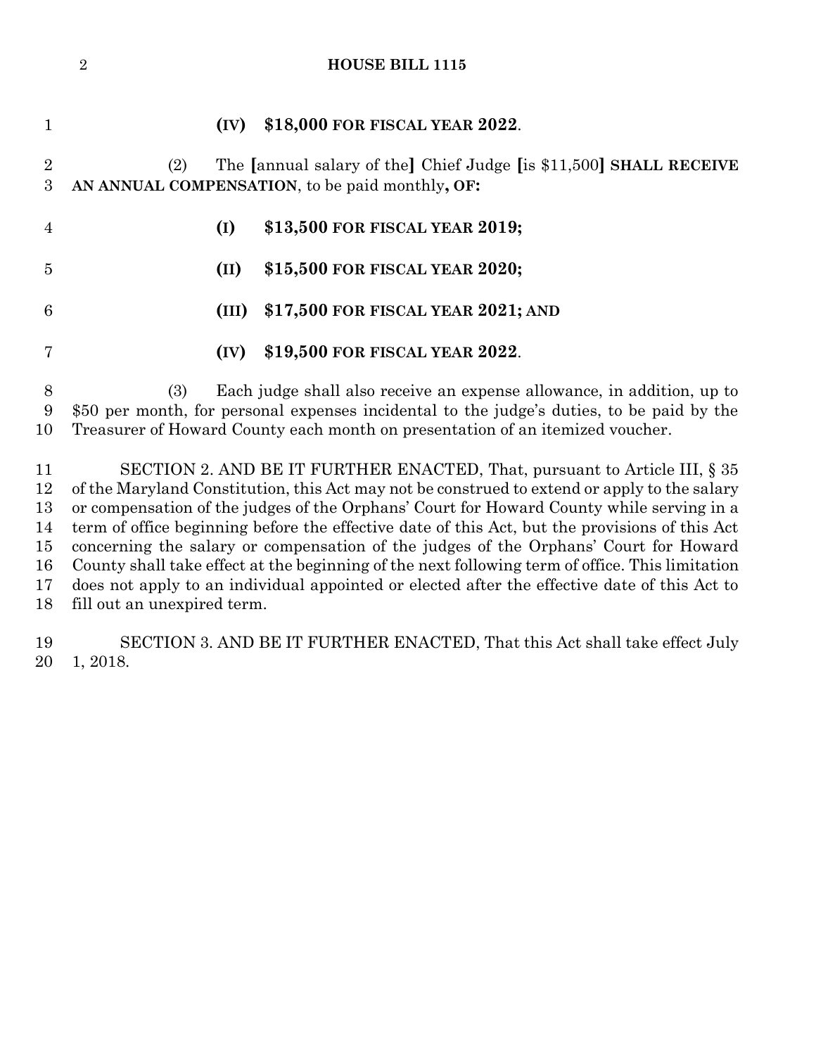(IV) **$18,000 FOR FISCAL YEAR 2022**.

(2) The [annual salary of the] Chief Judge [is $11,500] **SHALL RECEIVE AN ANNUAL COMPENSATION**, to be paid monthly**, OF:**

**(I) $13,500 FOR FISCAL YEAR 2019;**

**(II) $15,500 FOR FISCAL YEAR 2020;**

**(III) $17,500 FOR FISCAL YEAR 2021; AND**

**(IV) $19,500 FOR FISCAL YEAR 2022**.

(3) Each judge shall also receive an expense allowance, in addition, up to $50 per month, for personal expenses incidental to the judge's duties, to be paid by the Treasurer of Howard County each month on presentation of an itemized voucher.

SECTION 2. AND BE IT FURTHER ENACTED, That, pursuant to Article III, § 35 of the Maryland Constitution, this Act may not be construed to extend or apply to the salary or compensation of the judges of the Orphans' Court for Howard County while serving in a term of office beginning before the effective date of this Act, but the provisions of this Act concerning the salary or compensation of the judges of the Orphans' Court for Howard County shall take effect at the beginning of the next following term of office. This limitation does not apply to an individual appointed or elected after the effective date of this Act to fill out an unexpired term.

SECTION 3. AND BE IT FURTHER ENACTED, That this Act shall take effect July 1, 2018.